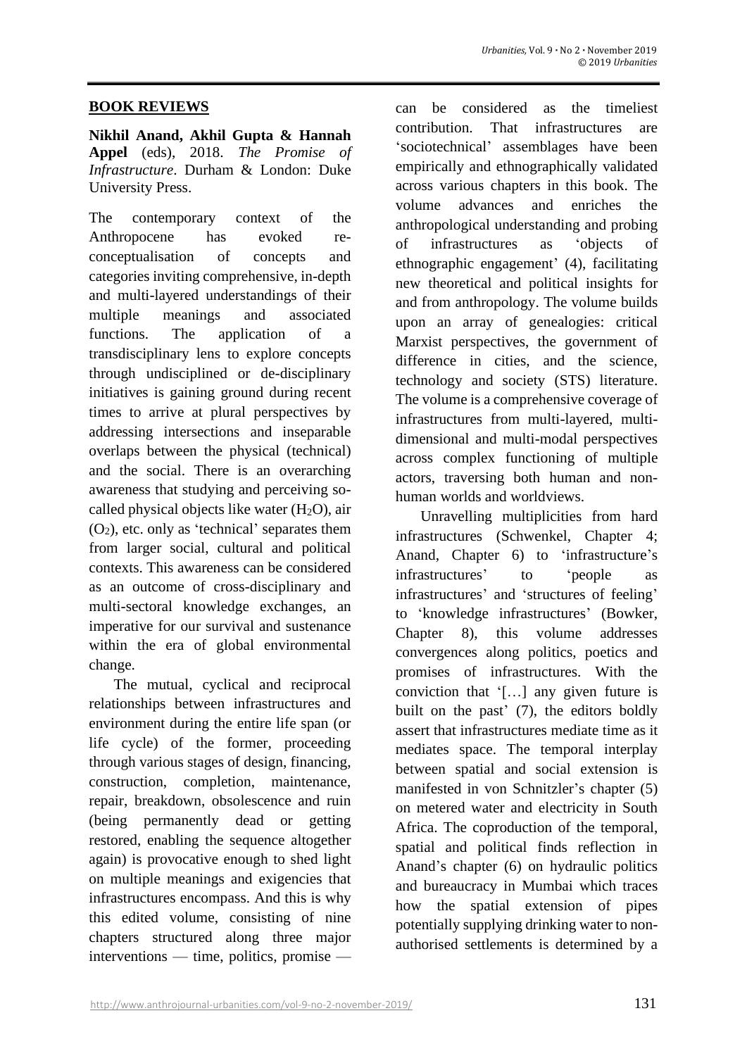## BOOK REVIEWS

**Nikhil Anand, Akhil Gupta & Hannah Appel** (eds), 2018. *The Promise of Infrastructure*. Durham & London: Duke University Press.

The contemporary context of the Anthropocene has evoked re-conceptualisation of concepts and categories inviting comprehensive, in-depth and multi-layered understandings of their multiple meanings and associated functions. The application of a transdisciplinary lens to explore concepts through undisciplined or de-disciplinary initiatives is gaining ground during recent times to arrive at plural perspectives by addressing intersections and inseparable overlaps between the physical (technical) and the social. There is an overarching awareness that studying and perceiving so-called physical objects like water ($H_2O$), air ($O_2$), etc. only as 'technical' separates them from larger social, cultural and political contexts. This awareness can be considered as an outcome of cross-disciplinary and multi-sectoral knowledge exchanges, an imperative for our survival and sustenance within the era of global environmental change.

The mutual, cyclical and reciprocal relationships between infrastructures and environment during the entire life span (or life cycle) of the former, proceeding through various stages of design, financing, construction, completion, maintenance, repair, breakdown, obsolescence and ruin (being permanently dead or getting restored, enabling the sequence altogether again) is provocative enough to shed light on multiple meanings and exigencies that infrastructures encompass. And this is why this edited volume, consisting of nine chapters structured along three major interventions — time, politics, promise — can be considered as the timeliest contribution. That infrastructures are 'sociotechnical' assemblages have been empirically and ethnographically validated across various chapters in this book. The volume advances and enriches the anthropological understanding and probing of infrastructures as 'objects of ethnographic engagement' (4), facilitating new theoretical and political insights for and from anthropology. The volume builds upon an array of genealogies: critical Marxist perspectives, the government of difference in cities, and the science, technology and society (STS) literature. The volume is a comprehensive coverage of infrastructures from multi-layered, multi-dimensional and multi-modal perspectives across complex functioning of multiple actors, traversing both human and non-human worlds and worldviews.

Unravelling multiplicities from hard infrastructures (Schwenkel, Chapter 4; Anand, Chapter 6) to 'infrastructure's infrastructures' to 'people as infrastructures' and 'structures of feeling' to 'knowledge infrastructures' (Bowker, Chapter 8), this volume addresses convergences along politics, poetics and promises of infrastructures. With the conviction that '[…] any given future is built on the past' (7), the editors boldly assert that infrastructures mediate time as it mediates space. The temporal interplay between spatial and social extension is manifested in von Schnitzler's chapter (5) on metered water and electricity in South Africa. The coproduction of the temporal, spatial and political finds reflection in Anand's chapter (6) on hydraulic politics and bureaucracy in Mumbai which traces how the spatial extension of pipes potentially supplying drinking water to non-authorised settlements is determined by a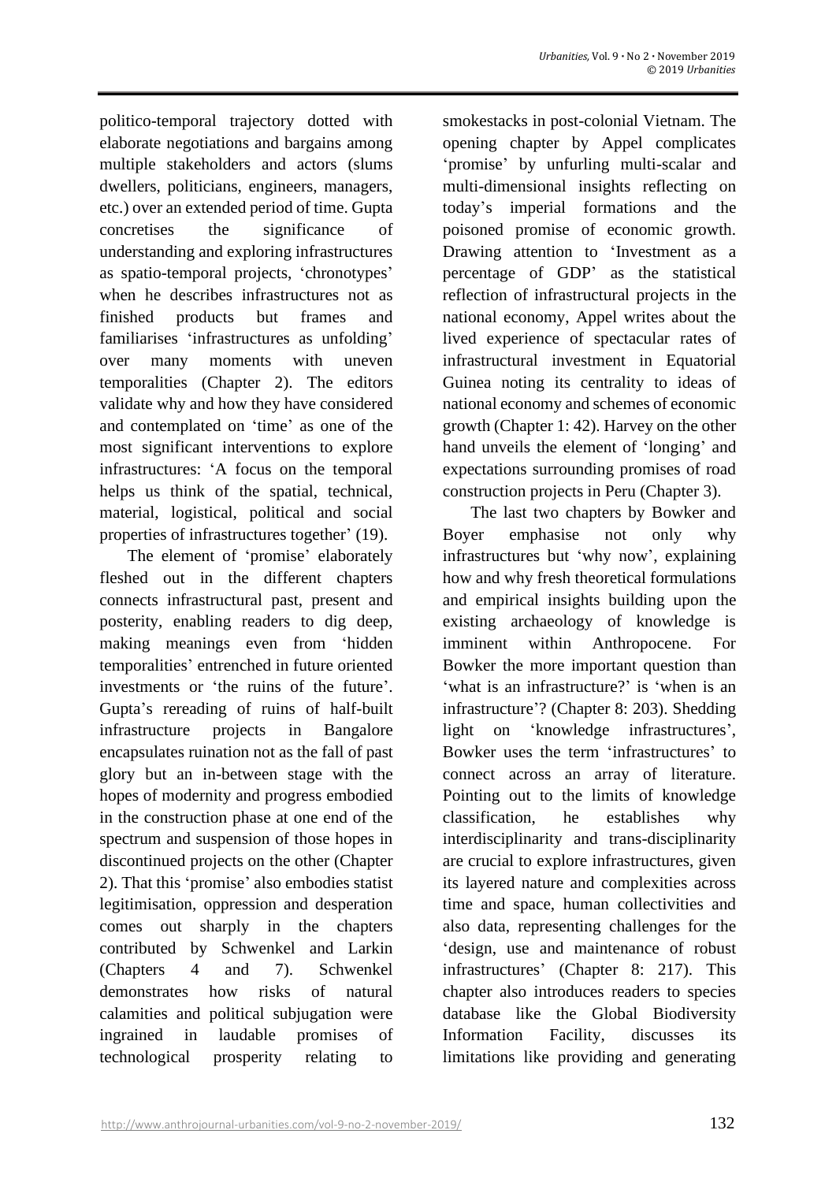politico-temporal trajectory dotted with elaborate negotiations and bargains among multiple stakeholders and actors (slums dwellers, politicians, engineers, managers, etc.) over an extended period of time. Gupta concretises the significance of understanding and exploring infrastructures as spatio-temporal projects, 'chronotypes' when he describes infrastructures not as finished products but frames and familiarises 'infrastructures as unfolding' over many moments with uneven temporalities (Chapter 2). The editors validate why and how they have considered and contemplated on 'time' as one of the most significant interventions to explore infrastructures: 'A focus on the temporal helps us think of the spatial, technical, material, logistical, political and social properties of infrastructures together' (19).

The element of 'promise' elaborately fleshed out in the different chapters connects infrastructural past, present and posterity, enabling readers to dig deep, making meanings even from 'hidden temporalities' entrenched in future oriented investments or 'the ruins of the future'. Gupta's rereading of ruins of half-built infrastructure projects in Bangalore encapsulates ruination not as the fall of past glory but an in-between stage with the hopes of modernity and progress embodied in the construction phase at one end of the spectrum and suspension of those hopes in discontinued projects on the other (Chapter 2). That this 'promise' also embodies statist legitimisation, oppression and desperation comes out sharply in the chapters contributed by Schwenkel and Larkin (Chapters 4 and 7). Schwenkel demonstrates how risks of natural calamities and political subjugation were ingrained in laudable promises of technological prosperity relating to smokestacks in post-colonial Vietnam. The opening chapter by Appel complicates 'promise' by unfurling multi-scalar and multi-dimensional insights reflecting on today's imperial formations and the poisoned promise of economic growth. Drawing attention to 'Investment as a percentage of GDP' as the statistical reflection of infrastructural projects in the national economy, Appel writes about the lived experience of spectacular rates of infrastructural investment in Equatorial Guinea noting its centrality to ideas of national economy and schemes of economic growth (Chapter 1: 42). Harvey on the other hand unveils the element of 'longing' and expectations surrounding promises of road construction projects in Peru (Chapter 3).

The last two chapters by Bowker and Boyer emphasise not only why infrastructures but 'why now', explaining how and why fresh theoretical formulations and empirical insights building upon the existing archaeology of knowledge is imminent within Anthropocene. For Bowker the more important question than 'what is an infrastructure?' is 'when is an infrastructure'? (Chapter 8: 203). Shedding light on 'knowledge infrastructures', Bowker uses the term 'infrastructures' to connect across an array of literature. Pointing out to the limits of knowledge classification, he establishes why interdisciplinarity and trans-disciplinarity are crucial to explore infrastructures, given its layered nature and complexities across time and space, human collectivities and also data, representing challenges for the 'design, use and maintenance of robust infrastructures' (Chapter 8: 217). This chapter also introduces readers to species database like the Global Biodiversity Information Facility, discusses its limitations like providing and generating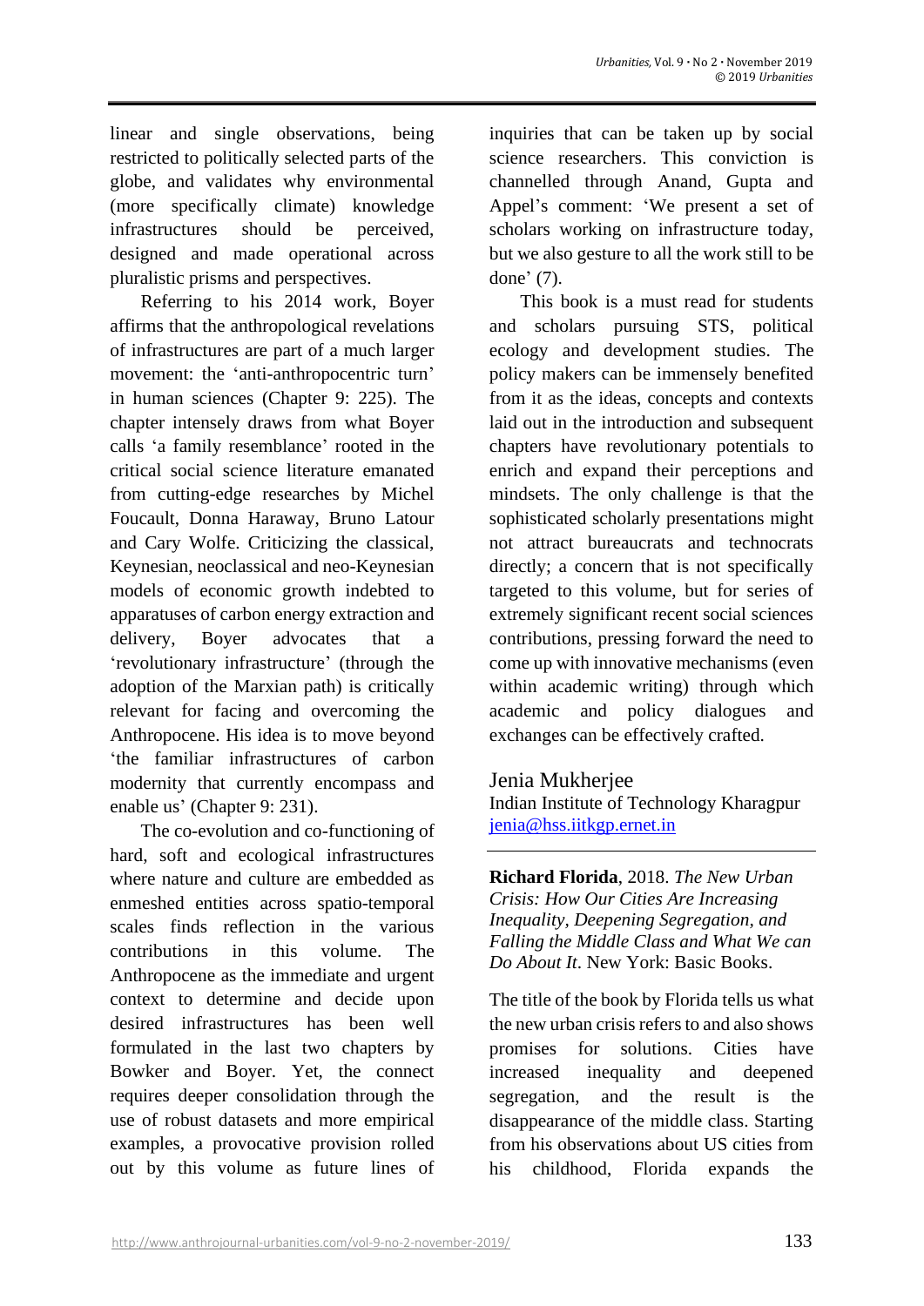linear and single observations, being restricted to politically selected parts of the globe, and validates why environmental (more specifically climate) knowledge infrastructures should be perceived, designed and made operational across pluralistic prisms and perspectives.

Referring to his 2014 work, Boyer affirms that the anthropological revelations of infrastructures are part of a much larger movement: the 'anti-anthropocentric turn' in human sciences (Chapter 9: 225). The chapter intensely draws from what Boyer calls 'a family resemblance' rooted in the critical social science literature emanated from cutting-edge researches by Michel Foucault, Donna Haraway, Bruno Latour and Cary Wolfe. Criticizing the classical, Keynesian, neoclassical and neo-Keynesian models of economic growth indebted to apparatuses of carbon energy extraction and delivery, Boyer advocates that a 'revolutionary infrastructure' (through the adoption of the Marxian path) is critically relevant for facing and overcoming the Anthropocene. His idea is to move beyond 'the familiar infrastructures of carbon modernity that currently encompass and enable us' (Chapter 9: 231).

The co-evolution and co-functioning of hard, soft and ecological infrastructures where nature and culture are embedded as enmeshed entities across spatio-temporal scales finds reflection in the various contributions in this volume. The Anthropocene as the immediate and urgent context to determine and decide upon desired infrastructures has been well formulated in the last two chapters by Bowker and Boyer. Yet, the connect requires deeper consolidation through the use of robust datasets and more empirical examples, a provocative provision rolled out by this volume as future lines of inquiries that can be taken up by social science researchers. This conviction is channelled through Anand, Gupta and Appel's comment: 'We present a set of scholars working on infrastructure today, but we also gesture to all the work still to be done' (7).

This book is a must read for students and scholars pursuing STS, political ecology and development studies. The policy makers can be immensely benefited from it as the ideas, concepts and contexts laid out in the introduction and subsequent chapters have revolutionary potentials to enrich and expand their perceptions and mindsets. The only challenge is that the sophisticated scholarly presentations might not attract bureaucrats and technocrats directly; a concern that is not specifically targeted to this volume, but for series of extremely significant recent social sciences contributions, pressing forward the need to come up with innovative mechanisms (even within academic writing) through which academic and policy dialogues and exchanges can be effectively crafted.

Jenia Mukherjee
Indian Institute of Technology Kharagpur
jenia@hss.iitkgp.ernet.in

---

**Richard Florida**, 2018. *The New Urban Crisis: How Our Cities Are Increasing Inequality, Deepening Segregation, and Falling the Middle Class and What We can Do About It*. New York: Basic Books.

The title of the book by Florida tells us what the new urban crisis refers to and also shows promises for solutions. Cities have increased inequality and deepened segregation, and the result is the disappearance of the middle class. Starting from his observations about US cities from his childhood, Florida expands the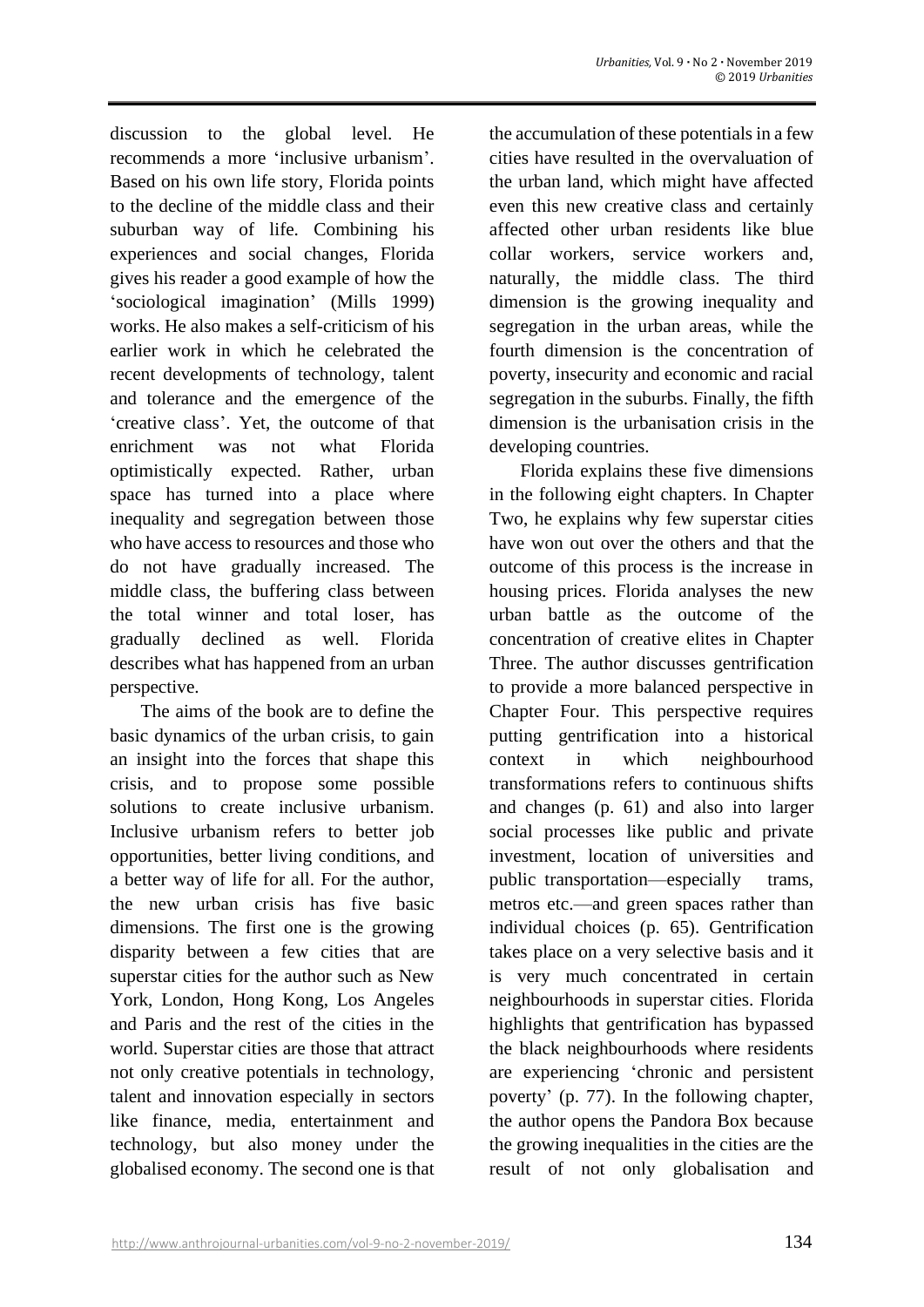discussion to the global level. He recommends a more 'inclusive urbanism'. Based on his own life story, Florida points to the decline of the middle class and their suburban way of life. Combining his experiences and social changes, Florida gives his reader a good example of how the 'sociological imagination' (Mills 1999) works. He also makes a self-criticism of his earlier work in which he celebrated the recent developments of technology, talent and tolerance and the emergence of the 'creative class'. Yet, the outcome of that enrichment was not what Florida optimistically expected. Rather, urban space has turned into a place where inequality and segregation between those who have access to resources and those who do not have gradually increased. The middle class, the buffering class between the total winner and total loser, has gradually declined as well. Florida describes what has happened from an urban perspective.

The aims of the book are to define the basic dynamics of the urban crisis, to gain an insight into the forces that shape this crisis, and to propose some possible solutions to create inclusive urbanism. Inclusive urbanism refers to better job opportunities, better living conditions, and a better way of life for all. For the author, the new urban crisis has five basic dimensions. The first one is the growing disparity between a few cities that are superstar cities for the author such as New York, London, Hong Kong, Los Angeles and Paris and the rest of the cities in the world. Superstar cities are those that attract not only creative potentials in technology, talent and innovation especially in sectors like finance, media, entertainment and technology, but also money under the globalised economy. The second one is that the accumulation of these potentials in a few cities have resulted in the overvaluation of the urban land, which might have affected even this new creative class and certainly affected other urban residents like blue collar workers, service workers and, naturally, the middle class. The third dimension is the growing inequality and segregation in the urban areas, while the fourth dimension is the concentration of poverty, insecurity and economic and racial segregation in the suburbs. Finally, the fifth dimension is the urbanisation crisis in the developing countries.

Florida explains these five dimensions in the following eight chapters. In Chapter Two, he explains why few superstar cities have won out over the others and that the outcome of this process is the increase in housing prices. Florida analyses the new urban battle as the outcome of the concentration of creative elites in Chapter Three. The author discusses gentrification to provide a more balanced perspective in Chapter Four. This perspective requires putting gentrification into a historical context in which neighbourhood transformations refers to continuous shifts and changes (p. 61) and also into larger social processes like public and private investment, location of universities and public transportation—especially trams, metros etc.—and green spaces rather than individual choices (p. 65). Gentrification takes place on a very selective basis and it is very much concentrated in certain neighbourhoods in superstar cities. Florida highlights that gentrification has bypassed the black neighbourhoods where residents are experiencing 'chronic and persistent poverty' (p. 77). In the following chapter, the author opens the Pandora Box because the growing inequalities in the cities are the result of not only globalisation and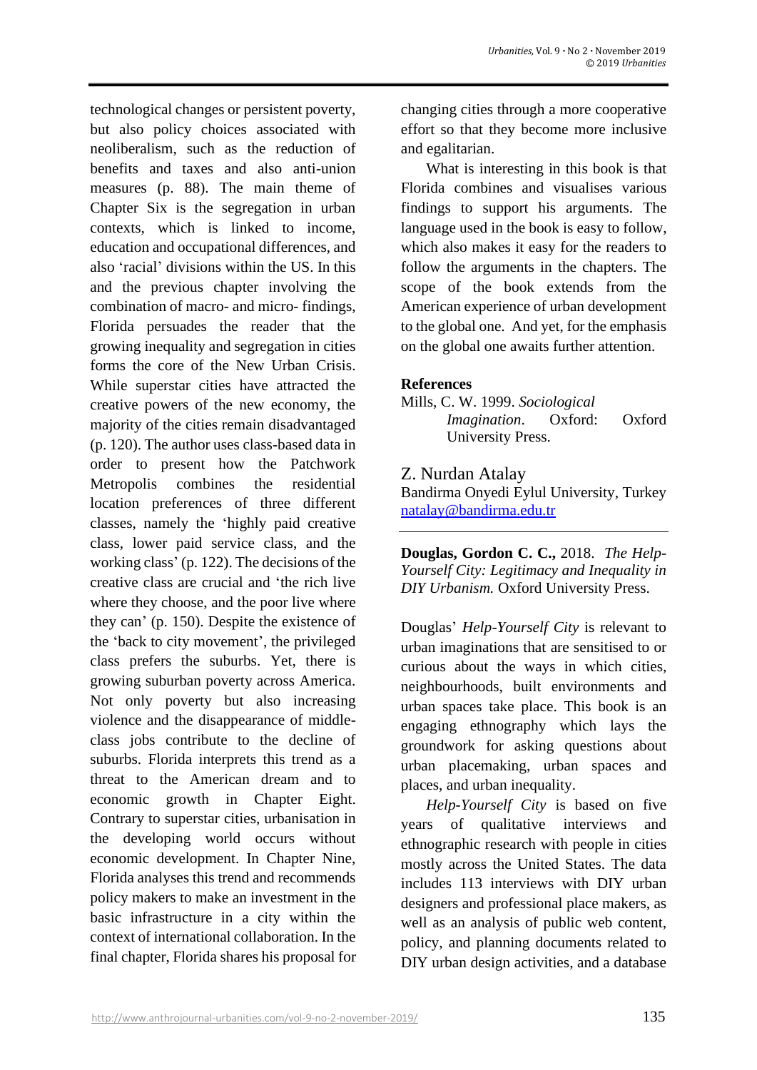technological changes or persistent poverty, but also policy choices associated with neoliberalism, such as the reduction of benefits and taxes and also anti-union measures (p. 88). The main theme of Chapter Six is the segregation in urban contexts, which is linked to income, education and occupational differences, and also 'racial' divisions within the US. In this and the previous chapter involving the combination of macro- and micro- findings, Florida persuades the reader that the growing inequality and segregation in cities forms the core of the New Urban Crisis. While superstar cities have attracted the creative powers of the new economy, the majority of the cities remain disadvantaged (p. 120). The author uses class-based data in order to present how the Patchwork Metropolis combines the residential location preferences of three different classes, namely the 'highly paid creative class, lower paid service class, and the working class' (p. 122). The decisions of the creative class are crucial and 'the rich live where they choose, and the poor live where they can' (p. 150). Despite the existence of the 'back to city movement', the privileged class prefers the suburbs. Yet, there is growing suburban poverty across America. Not only poverty but also increasing violence and the disappearance of middle-class jobs contribute to the decline of suburbs. Florida interprets this trend as a threat to the American dream and to economic growth in Chapter Eight. Contrary to superstar cities, urbanisation in the developing world occurs without economic development. In Chapter Nine, Florida analyses this trend and recommends policy makers to make an investment in the basic infrastructure in a city within the context of international collaboration. In the final chapter, Florida shares his proposal for changing cities through a more cooperative effort so that they become more inclusive and egalitarian.

What is interesting in this book is that Florida combines and visualises various findings to support his arguments. The language used in the book is easy to follow, which also makes it easy for the readers to follow the arguments in the chapters. The scope of the book extends from the American experience of urban development to the global one. And yet, for the emphasis on the global one awaits further attention.

**References**

Mills, C. W. 1999. *Sociological Imagination*. Oxford: Oxford University Press.

Z. Nurdan Atalay
Bandirma Onyedi Eylul University, Turkey
natalay@bandirma.edu.tr

---

**Douglas, Gordon C. C.,** 2018. *The Help-Yourself City: Legitimacy and Inequality in DIY Urbanism.* Oxford University Press.

Douglas' *Help-Yourself City* is relevant to urban imaginations that are sensitised to or curious about the ways in which cities, neighbourhoods, built environments and urban spaces take place. This book is an engaging ethnography which lays the groundwork for asking questions about urban placemaking, urban spaces and places, and urban inequality.

*Help-Yourself City* is based on five years of qualitative interviews and ethnographic research with people in cities mostly across the United States. The data includes 113 interviews with DIY urban designers and professional place makers, as well as an analysis of public web content, policy, and planning documents related to DIY urban design activities, and a database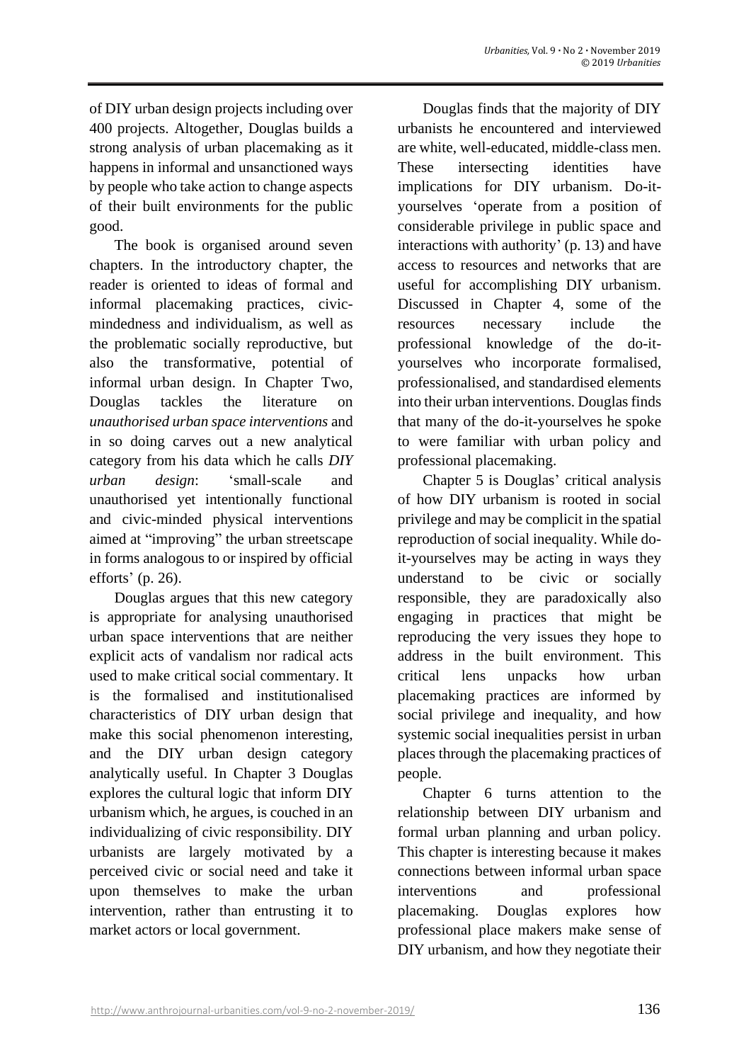of DIY urban design projects including over 400 projects. Altogether, Douglas builds a strong analysis of urban placemaking as it happens in informal and unsanctioned ways by people who take action to change aspects of their built environments for the public good.

The book is organised around seven chapters. In the introductory chapter, the reader is oriented to ideas of formal and informal placemaking practices, civic-mindedness and individualism, as well as the problematic socially reproductive, but also the transformative, potential of informal urban design. In Chapter Two, Douglas tackles the literature on *unauthorised urban space interventions* and in so doing carves out a new analytical category from his data which he calls *DIY urban design*: 'small-scale and unauthorised yet intentionally functional and civic-minded physical interventions aimed at "improving" the urban streetscape in forms analogous to or inspired by official efforts' (p. 26).

Douglas argues that this new category is appropriate for analysing unauthorised urban space interventions that are neither explicit acts of vandalism nor radical acts used to make critical social commentary. It is the formalised and institutionalised characteristics of DIY urban design that make this social phenomenon interesting, and the DIY urban design category analytically useful. In Chapter 3 Douglas explores the cultural logic that inform DIY urbanism which, he argues, is couched in an individualizing of civic responsibility. DIY urbanists are largely motivated by a perceived civic or social need and take it upon themselves to make the urban intervention, rather than entrusting it to market actors or local government.

Douglas finds that the majority of DIY urbanists he encountered and interviewed are white, well-educated, middle-class men. These intersecting identities have implications for DIY urbanism. Do-it-yourselves 'operate from a position of considerable privilege in public space and interactions with authority' (p. 13) and have access to resources and networks that are useful for accomplishing DIY urbanism. Discussed in Chapter 4, some of the resources necessary include the professional knowledge of the do-it-yourselves who incorporate formalised, professionalised, and standardised elements into their urban interventions. Douglas finds that many of the do-it-yourselves he spoke to were familiar with urban policy and professional placemaking.

Chapter 5 is Douglas' critical analysis of how DIY urbanism is rooted in social privilege and may be complicit in the spatial reproduction of social inequality. While do-it-yourselves may be acting in ways they understand to be civic or socially responsible, they are paradoxically also engaging in practices that might be reproducing the very issues they hope to address in the built environment. This critical lens unpacks how urban placemaking practices are informed by social privilege and inequality, and how systemic social inequalities persist in urban places through the placemaking practices of people.

Chapter 6 turns attention to the relationship between DIY urbanism and formal urban planning and urban policy. This chapter is interesting because it makes connections between informal urban space interventions and professional placemaking. Douglas explores how professional place makers make sense of DIY urbanism, and how they negotiate their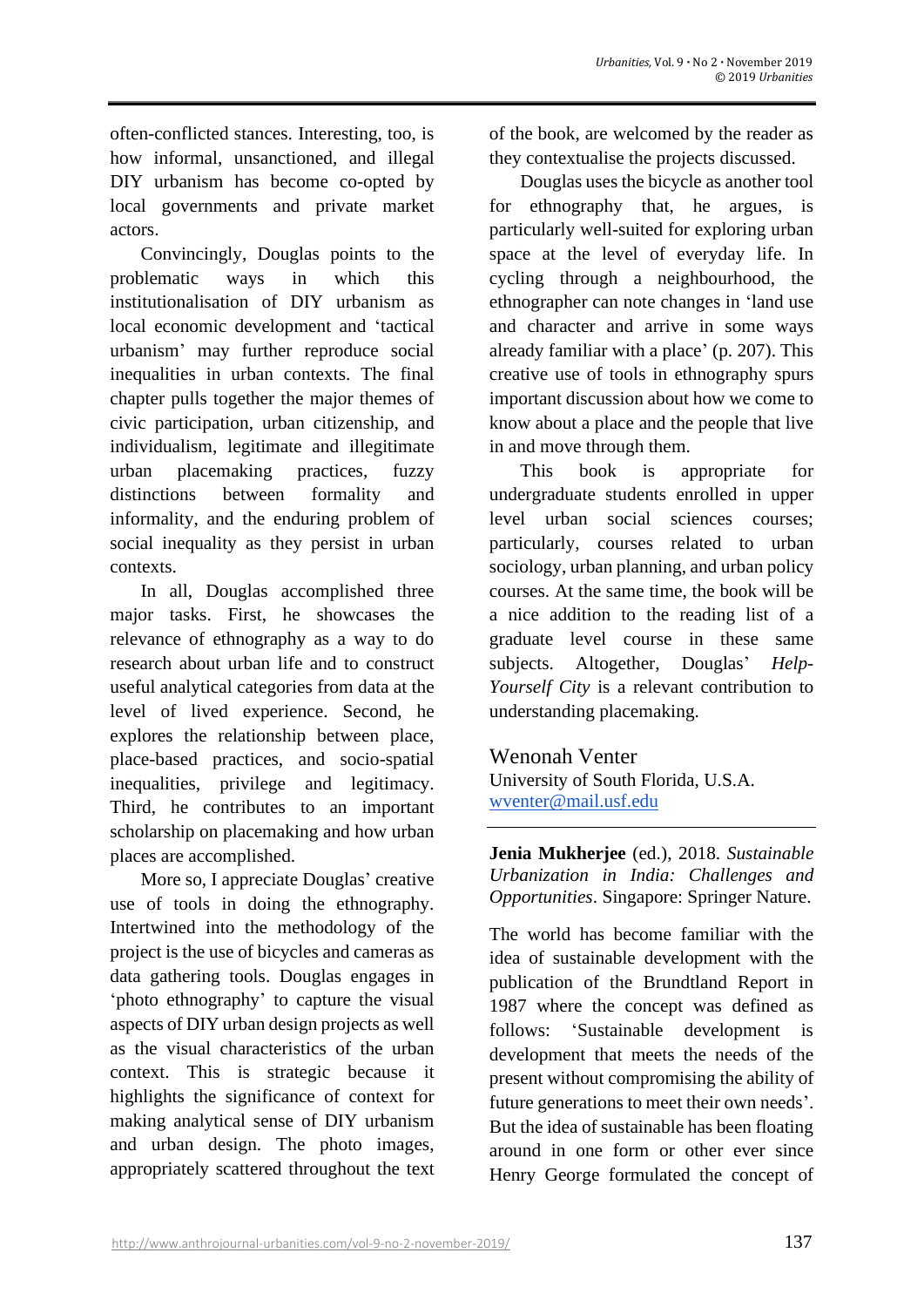often-conflicted stances. Interesting, too, is how informal, unsanctioned, and illegal DIY urbanism has become co-opted by local governments and private market actors.

Convincingly, Douglas points to the problematic ways in which this institutionalisation of DIY urbanism as local economic development and 'tactical urbanism' may further reproduce social inequalities in urban contexts. The final chapter pulls together the major themes of civic participation, urban citizenship, and individualism, legitimate and illegitimate urban placemaking practices, fuzzy distinctions between formality and informality, and the enduring problem of social inequality as they persist in urban contexts.

In all, Douglas accomplished three major tasks. First, he showcases the relevance of ethnography as a way to do research about urban life and to construct useful analytical categories from data at the level of lived experience. Second, he explores the relationship between place, place-based practices, and socio-spatial inequalities, privilege and legitimacy. Third, he contributes to an important scholarship on placemaking and how urban places are accomplished.

More so, I appreciate Douglas' creative use of tools in doing the ethnography. Intertwined into the methodology of the project is the use of bicycles and cameras as data gathering tools. Douglas engages in 'photo ethnography' to capture the visual aspects of DIY urban design projects as well as the visual characteristics of the urban context. This is strategic because it highlights the significance of context for making analytical sense of DIY urbanism and urban design. The photo images, appropriately scattered throughout the text of the book, are welcomed by the reader as they contextualise the projects discussed.

Douglas uses the bicycle as another tool for ethnography that, he argues, is particularly well-suited for exploring urban space at the level of everyday life. In cycling through a neighbourhood, the ethnographer can note changes in 'land use and character and arrive in some ways already familiar with a place' (p. 207). This creative use of tools in ethnography spurs important discussion about how we come to know about a place and the people that live in and move through them.

This book is appropriate for undergraduate students enrolled in upper level urban social sciences courses; particularly, courses related to urban sociology, urban planning, and urban policy courses. At the same time, the book will be a nice addition to the reading list of a graduate level course in these same subjects. Altogether, Douglas' *Help-Yourself City* is a relevant contribution to understanding placemaking.

Wenonah Venter
University of South Florida, U.S.A.
wventer@mail.usf.edu

---

**Jenia Mukherjee** (ed.), 2018. *Sustainable Urbanization in India: Challenges and Opportunities*. Singapore: Springer Nature.

The world has become familiar with the idea of sustainable development with the publication of the Brundtland Report in 1987 where the concept was defined as follows: 'Sustainable development is development that meets the needs of the present without compromising the ability of future generations to meet their own needs'. But the idea of sustainable has been floating around in one form or other ever since Henry George formulated the concept of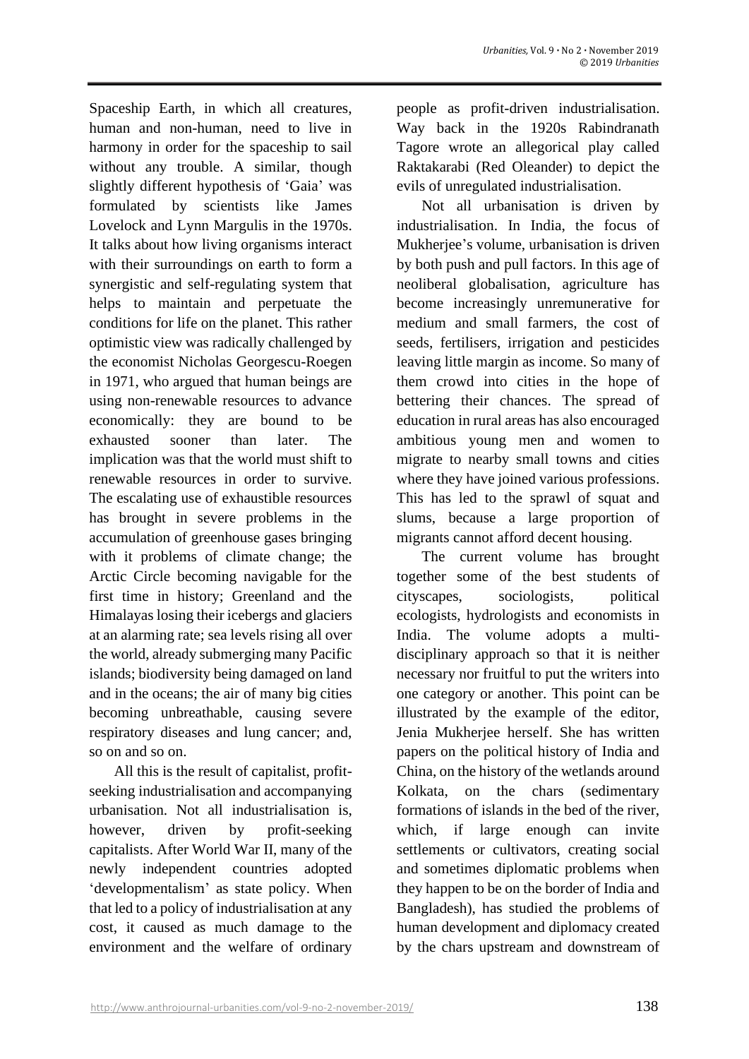Spaceship Earth, in which all creatures, human and non-human, need to live in harmony in order for the spaceship to sail without any trouble. A similar, though slightly different hypothesis of 'Gaia' was formulated by scientists like James Lovelock and Lynn Margulis in the 1970s. It talks about how living organisms interact with their surroundings on earth to form a synergistic and self-regulating system that helps to maintain and perpetuate the conditions for life on the planet. This rather optimistic view was radically challenged by the economist Nicholas Georgescu-Roegen in 1971, who argued that human beings are using non-renewable resources to advance economically: they are bound to be exhausted sooner than later. The implication was that the world must shift to renewable resources in order to survive. The escalating use of exhaustible resources has brought in severe problems in the accumulation of greenhouse gases bringing with it problems of climate change; the Arctic Circle becoming navigable for the first time in history; Greenland and the Himalayas losing their icebergs and glaciers at an alarming rate; sea levels rising all over the world, already submerging many Pacific islands; biodiversity being damaged on land and in the oceans; the air of many big cities becoming unbreathable, causing severe respiratory diseases and lung cancer; and, so on and so on.

All this is the result of capitalist, profit-seeking industrialisation and accompanying urbanisation. Not all industrialisation is, however, driven by profit-seeking capitalists. After World War II, many of the newly independent countries adopted 'developmentalism' as state policy. When that led to a policy of industrialisation at any cost, it caused as much damage to the environment and the welfare of ordinary people as profit-driven industrialisation. Way back in the 1920s Rabindranath Tagore wrote an allegorical play called Raktakarabi (Red Oleander) to depict the evils of unregulated industrialisation.

Not all urbanisation is driven by industrialisation. In India, the focus of Mukherjee's volume, urbanisation is driven by both push and pull factors. In this age of neoliberal globalisation, agriculture has become increasingly unremunerative for medium and small farmers, the cost of seeds, fertilisers, irrigation and pesticides leaving little margin as income. So many of them crowd into cities in the hope of bettering their chances. The spread of education in rural areas has also encouraged ambitious young men and women to migrate to nearby small towns and cities where they have joined various professions. This has led to the sprawl of squat and slums, because a large proportion of migrants cannot afford decent housing.

The current volume has brought together some of the best students of cityscapes, sociologists, political ecologists, hydrologists and economists in India. The volume adopts a multi-disciplinary approach so that it is neither necessary nor fruitful to put the writers into one category or another. This point can be illustrated by the example of the editor, Jenia Mukherjee herself. She has written papers on the political history of India and China, on the history of the wetlands around Kolkata, on the chars (sedimentary formations of islands in the bed of the river, which, if large enough can invite settlements or cultivators, creating social and sometimes diplomatic problems when they happen to be on the border of India and Bangladesh), has studied the problems of human development and diplomacy created by the chars upstream and downstream of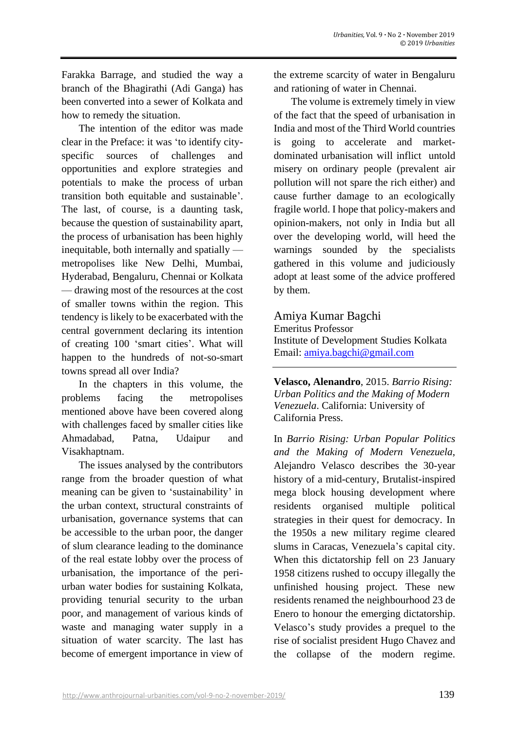Farakka Barrage, and studied the way a branch of the Bhagirathi (Adi Ganga) has been converted into a sewer of Kolkata and how to remedy the situation.

The intention of the editor was made clear in the Preface: it was 'to identify city-specific sources of challenges and opportunities and explore strategies and potentials to make the process of urban transition both equitable and sustainable'. The last, of course, is a daunting task, because the question of sustainability apart, the process of urbanisation has been highly inequitable, both internally and spatially — metropolises like New Delhi, Mumbai, Hyderabad, Bengaluru, Chennai or Kolkata — drawing most of the resources at the cost of smaller towns within the region. This tendency is likely to be exacerbated with the central government declaring its intention of creating 100 'smart cities'. What will happen to the hundreds of not-so-smart towns spread all over India?

In the chapters in this volume, the problems facing the metropolises mentioned above have been covered along with challenges faced by smaller cities like Ahmadabad, Patna, Udaipur and Visakhaptnam.

The issues analysed by the contributors range from the broader question of what meaning can be given to 'sustainability' in the urban context, structural constraints of urbanisation, governance systems that can be accessible to the urban poor, the danger of slum clearance leading to the dominance of the real estate lobby over the process of urbanisation, the importance of the peri-urban water bodies for sustaining Kolkata, providing tenurial security to the urban poor, and management of various kinds of waste and managing water supply in a situation of water scarcity. The last has become of emergent importance in view of the extreme scarcity of water in Bengaluru and rationing of water in Chennai.

The volume is extremely timely in view of the fact that the speed of urbanisation in India and most of the Third World countries is going to accelerate and market-dominated urbanisation will inflict untold misery on ordinary people (prevalent air pollution will not spare the rich either) and cause further damage to an ecologically fragile world. I hope that policy-makers and opinion-makers, not only in India but all over the developing world, will heed the warnings sounded by the specialists gathered in this volume and judiciously adopt at least some of the advice proffered by them.

Amiya Kumar Bagchi
Emeritus Professor
Institute of Development Studies Kolkata
Email: amiya.bagchi@gmail.com

---

**Velasco, Alenandro**, 2015. *Barrio Rising: Urban Politics and the Making of Modern Venezuela*. California: University of California Press.

In *Barrio Rising: Urban Popular Politics and the Making of Modern Venezuela*, Alejandro Velasco describes the 30-year history of a mid-century, Brutalist-inspired mega block housing development where residents organised multiple political strategies in their quest for democracy. In the 1950s a new military regime cleared slums in Caracas, Venezuela's capital city. When this dictatorship fell on 23 January 1958 citizens rushed to occupy illegally the unfinished housing project. These new residents renamed the neighbourhood 23 de Enero to honour the emerging dictatorship. Velasco's study provides a prequel to the rise of socialist president Hugo Chavez and the collapse of the modern regime.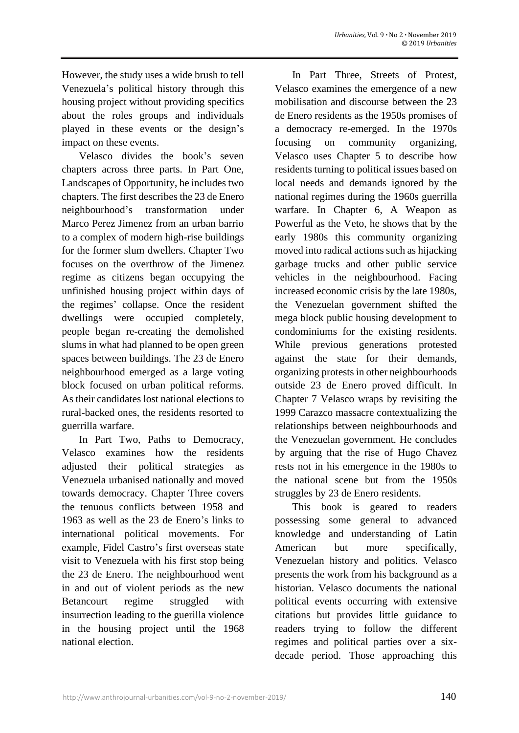However, the study uses a wide brush to tell Venezuela's political history through this housing project without providing specifics about the roles groups and individuals played in these events or the design's impact on these events.

Velasco divides the book's seven chapters across three parts. In Part One, Landscapes of Opportunity, he includes two chapters. The first describes the 23 de Enero neighbourhood's transformation under Marco Perez Jimenez from an urban barrio to a complex of modern high-rise buildings for the former slum dwellers. Chapter Two focuses on the overthrow of the Jimenez regime as citizens began occupying the unfinished housing project within days of the regimes' collapse. Once the resident dwellings were occupied completely, people began re-creating the demolished slums in what had planned to be open green spaces between buildings. The 23 de Enero neighbourhood emerged as a large voting block focused on urban political reforms. As their candidates lost national elections to rural-backed ones, the residents resorted to guerrilla warfare.

In Part Two, Paths to Democracy, Velasco examines how the residents adjusted their political strategies as Venezuela urbanised nationally and moved towards democracy. Chapter Three covers the tenuous conflicts between 1958 and 1963 as well as the 23 de Enero's links to international political movements. For example, Fidel Castro's first overseas state visit to Venezuela with his first stop being the 23 de Enero. The neighbourhood went in and out of violent periods as the new Betancourt regime struggled with insurrection leading to the guerilla violence in the housing project until the 1968 national election.

In Part Three, Streets of Protest, Velasco examines the emergence of a new mobilisation and discourse between the 23 de Enero residents as the 1950s promises of a democracy re-emerged. In the 1970s focusing on community organizing, Velasco uses Chapter 5 to describe how residents turning to political issues based on local needs and demands ignored by the national regimes during the 1960s guerrilla warfare. In Chapter 6, A Weapon as Powerful as the Veto, he shows that by the early 1980s this community organizing moved into radical actions such as hijacking garbage trucks and other public service vehicles in the neighbourhood. Facing increased economic crisis by the late 1980s, the Venezuelan government shifted the mega block public housing development to condominiums for the existing residents. While previous generations protested against the state for their demands, organizing protests in other neighbourhoods outside 23 de Enero proved difficult. In Chapter 7 Velasco wraps by revisiting the 1999 Carazco massacre contextualizing the relationships between neighbourhoods and the Venezuelan government. He concludes by arguing that the rise of Hugo Chavez rests not in his emergence in the 1980s to the national scene but from the 1950s struggles by 23 de Enero residents.

This book is geared to readers possessing some general to advanced knowledge and understanding of Latin American but more specifically, Venezuelan history and politics. Velasco presents the work from his background as a historian. Velasco documents the national political events occurring with extensive citations but provides little guidance to readers trying to follow the different regimes and political parties over a six-decade period. Those approaching this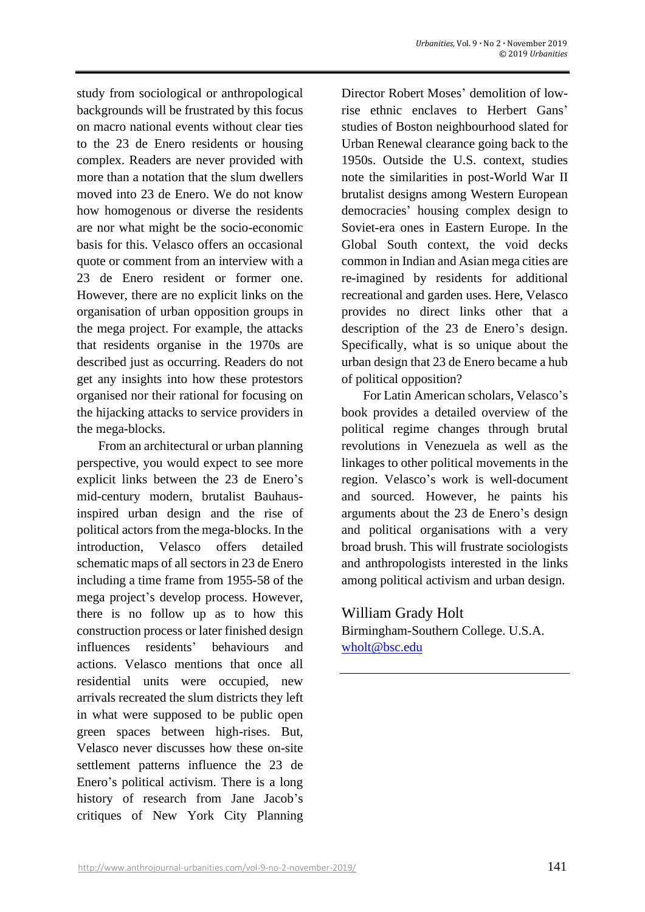study from sociological or anthropological backgrounds will be frustrated by this focus on macro national events without clear ties to the 23 de Enero residents or housing complex. Readers are never provided with more than a notation that the slum dwellers moved into 23 de Enero. We do not know how homogenous or diverse the residents are nor what might be the socio-economic basis for this. Velasco offers an occasional quote or comment from an interview with a 23 de Enero resident or former one. However, there are no explicit links on the organisation of urban opposition groups in the mega project. For example, the attacks that residents organise in the 1970s are described just as occurring. Readers do not get any insights into how these protestors organised nor their rational for focusing on the hijacking attacks to service providers in the mega-blocks.

From an architectural or urban planning perspective, you would expect to see more explicit links between the 23 de Enero's mid-century modern, brutalist Bauhaus-inspired urban design and the rise of political actors from the mega-blocks. In the introduction, Velasco offers detailed schematic maps of all sectors in 23 de Enero including a time frame from 1955-58 of the mega project's develop process. However, there is no follow up as to how this construction process or later finished design influences residents' behaviours and actions. Velasco mentions that once all residential units were occupied, new arrivals recreated the slum districts they left in what were supposed to be public open green spaces between high-rises. But, Velasco never discusses how these on-site settlement patterns influence the 23 de Enero's political activism. There is a long history of research from Jane Jacob's critiques of New York City Planning Director Robert Moses' demolition of low-rise ethnic enclaves to Herbert Gans' studies of Boston neighbourhood slated for Urban Renewal clearance going back to the 1950s. Outside the U.S. context, studies note the similarities in post-World War II brutalist designs among Western European democracies' housing complex design to Soviet-era ones in Eastern Europe. In the Global South context, the void decks common in Indian and Asian mega cities are re-imagined by residents for additional recreational and garden uses. Here, Velasco provides no direct links other that a description of the 23 de Enero's design. Specifically, what is so unique about the urban design that 23 de Enero became a hub of political opposition?

For Latin American scholars, Velasco's book provides a detailed overview of the political regime changes through brutal revolutions in Venezuela as well as the linkages to other political movements in the region. Velasco's work is well-document and sourced. However, he paints his arguments about the 23 de Enero's design and political organisations with a very broad brush. This will frustrate sociologists and anthropologists interested in the links among political activism and urban design.

William Grady Holt
Birmingham-Southern College. U.S.A.
[wholt@bsc.edu](mailto:wholt@bsc.edu)